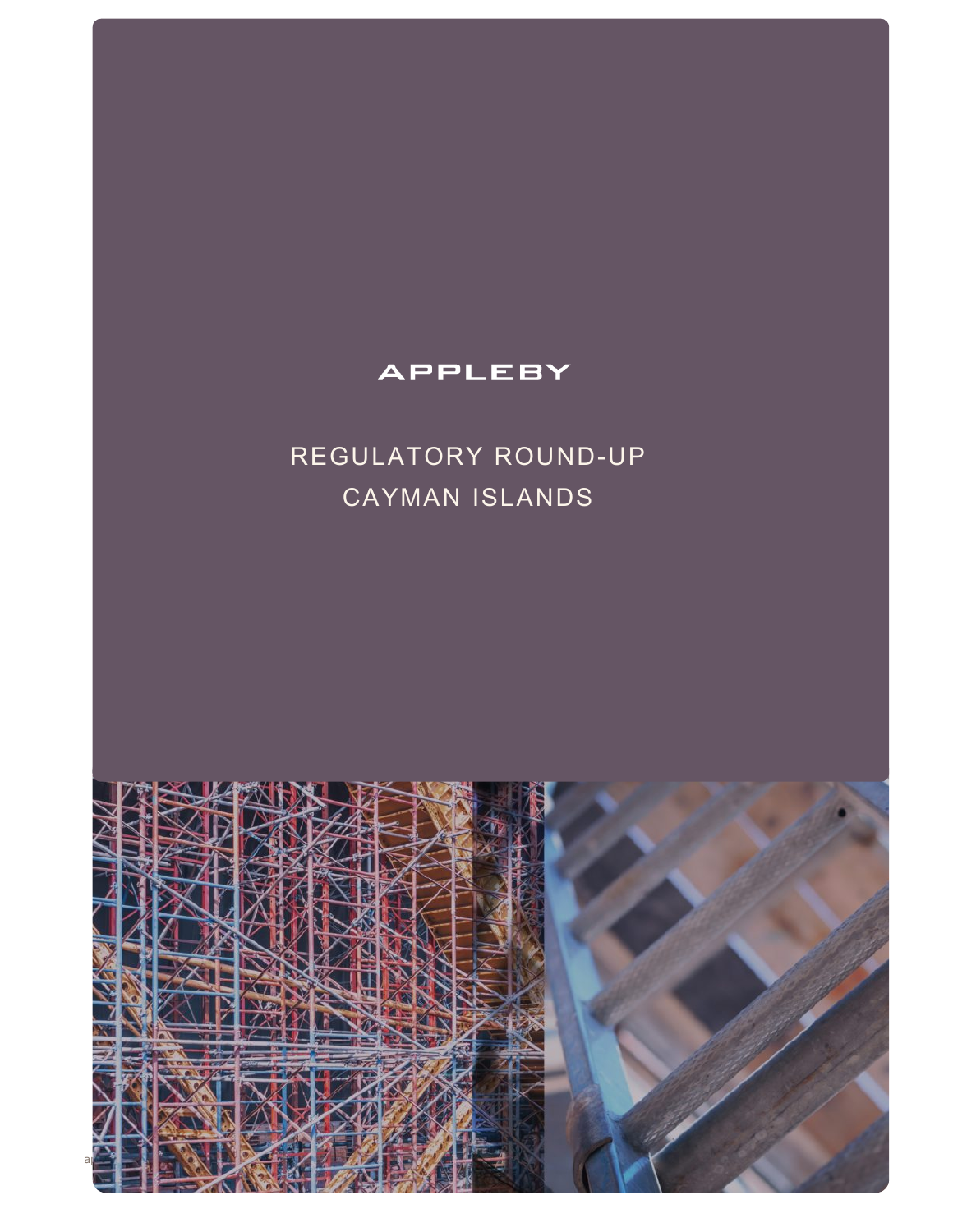APPLEBY

# REGULATORY ROUND-UP
# CAYMAN ISLANDS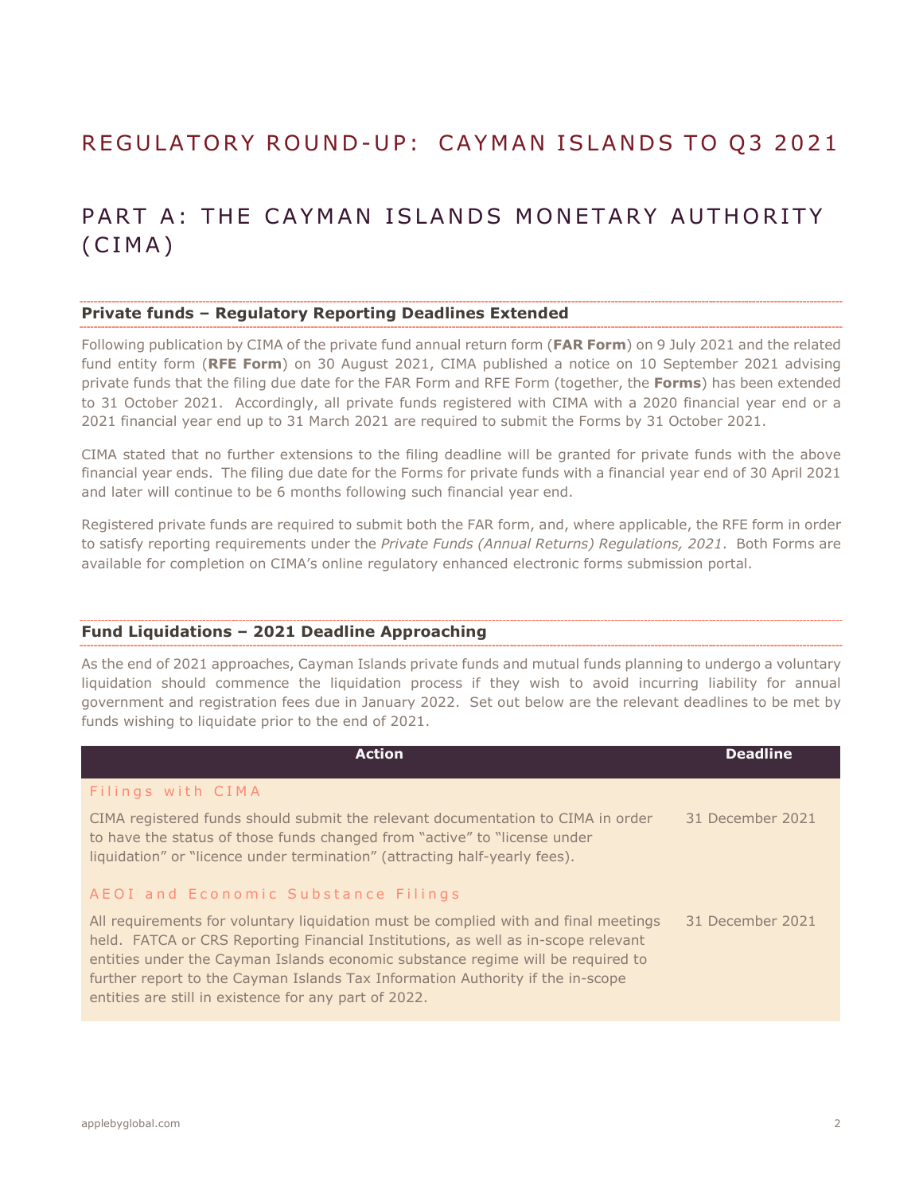# REGULATORY ROUND-UP: CAYMAN ISLANDS TO Q3 2021

## PART A: THE CAYMAN ISLANDS MONETARY AUTHORITY (CIMA)

### Private funds – Regulatory Reporting Deadlines Extended

Following publication by CIMA of the private fund annual return form (**FAR Form**) on 9 July 2021 and the related fund entity form (**RFE Form**) on 30 August 2021, CIMA published a notice on 10 September 2021 advising private funds that the filing due date for the FAR Form and RFE Form (together, the **Forms**) has been extended to 31 October 2021. Accordingly, all private funds registered with CIMA with a 2020 financial year end or a 2021 financial year end up to 31 March 2021 are required to submit the Forms by 31 October 2021.

CIMA stated that no further extensions to the filing deadline will be granted for private funds with the above financial year ends. The filing due date for the Forms for private funds with a financial year end of 30 April 2021 and later will continue to be 6 months following such financial year end.

Registered private funds are required to submit both the FAR form, and, where applicable, the RFE form in order to satisfy reporting requirements under the *Private Funds (Annual Returns) Regulations, 2021*. Both Forms are available for completion on CIMA's online regulatory enhanced electronic forms submission portal.

### Fund Liquidations – 2021 Deadline Approaching

As the end of 2021 approaches, Cayman Islands private funds and mutual funds planning to undergo a voluntary liquidation should commence the liquidation process if they wish to avoid incurring liability for annual government and registration fees due in January 2022. Set out below are the relevant deadlines to be met by funds wishing to liquidate prior to the end of 2021.

| Action | Deadline |
| --- | --- |
| **Filings with CIMA** | |
| CIMA registered funds should submit the relevant documentation to CIMA in order to have the status of those funds changed from "active" to "license under liquidation" or "licence under termination" (attracting half-yearly fees). | 31 December 2021 |
| **AEOI and Economic Substance Filings** | |
| All requirements for voluntary liquidation must be complied with and final meetings held. FATCA or CRS Reporting Financial Institutions, as well as in-scope relevant entities under the Cayman Islands economic substance regime will be required to further report to the Cayman Islands Tax Information Authority if the in-scope entities are still in existence for any part of 2022. | 31 December 2021 |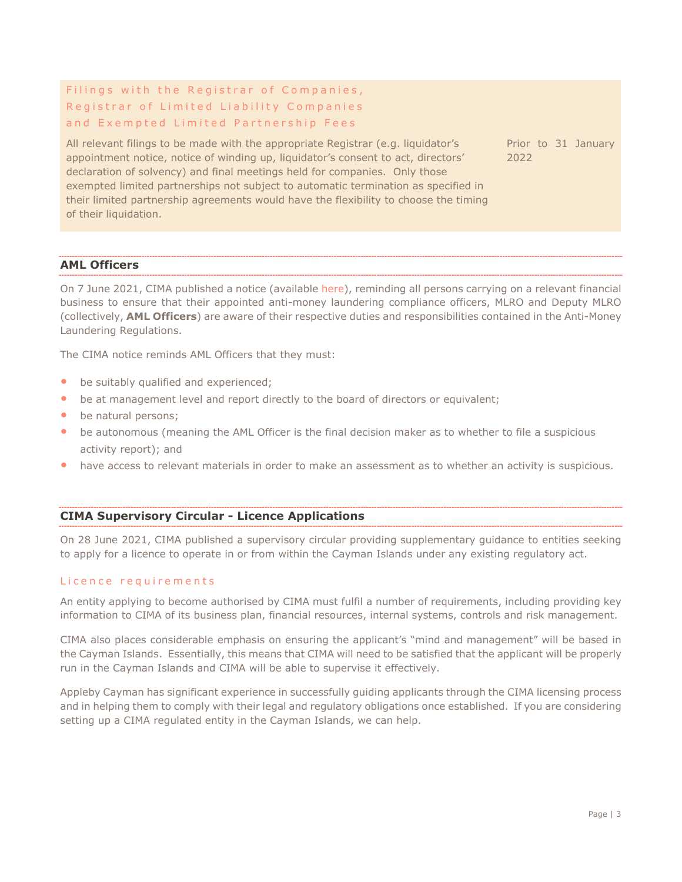### Filings with the Registrar of Companies, Registrar of Limited Liability Companies and Exempted Limited Partnership Fees

| | |
|---|---|
| All relevant filings to be made with the appropriate Registrar (e.g. liquidator's appointment notice, notice of winding up, liquidator's consent to act, directors' declaration of solvency) and final meetings held for companies. Only those exempted limited partnerships not subject to automatic termination as specified in their limited partnership agreements would have the flexibility to choose the timing of their liquidation. | Prior to 31 January 2022 |

## AML Officers

On 7 June 2021, CIMA published a notice (available here), reminding all persons carrying on a relevant financial business to ensure that their appointed anti-money laundering compliance officers, MLRO and Deputy MLRO (collectively, **AML Officers**) are aware of their respective duties and responsibilities contained in the Anti-Money Laundering Regulations.

The CIMA notice reminds AML Officers that they must:

- be suitably qualified and experienced;
- be at management level and report directly to the board of directors or equivalent;
- be natural persons;
- be autonomous (meaning the AML Officer is the final decision maker as to whether to file a suspicious activity report); and
- have access to relevant materials in order to make an assessment as to whether an activity is suspicious.

## CIMA Supervisory Circular - Licence Applications

On 28 June 2021, CIMA published a supervisory circular providing supplementary guidance to entities seeking to apply for a licence to operate in or from within the Cayman Islands under any existing regulatory act.

### Licence requirements

An entity applying to become authorised by CIMA must fulfil a number of requirements, including providing key information to CIMA of its business plan, financial resources, internal systems, controls and risk management.

CIMA also places considerable emphasis on ensuring the applicant's "mind and management" will be based in the Cayman Islands. Essentially, this means that CIMA will need to be satisfied that the applicant will be properly run in the Cayman Islands and CIMA will be able to supervise it effectively.

Appleby Cayman has significant experience in successfully guiding applicants through the CIMA licensing process and in helping them to comply with their legal and regulatory obligations once established. If you are considering setting up a CIMA regulated entity in the Cayman Islands, we can help.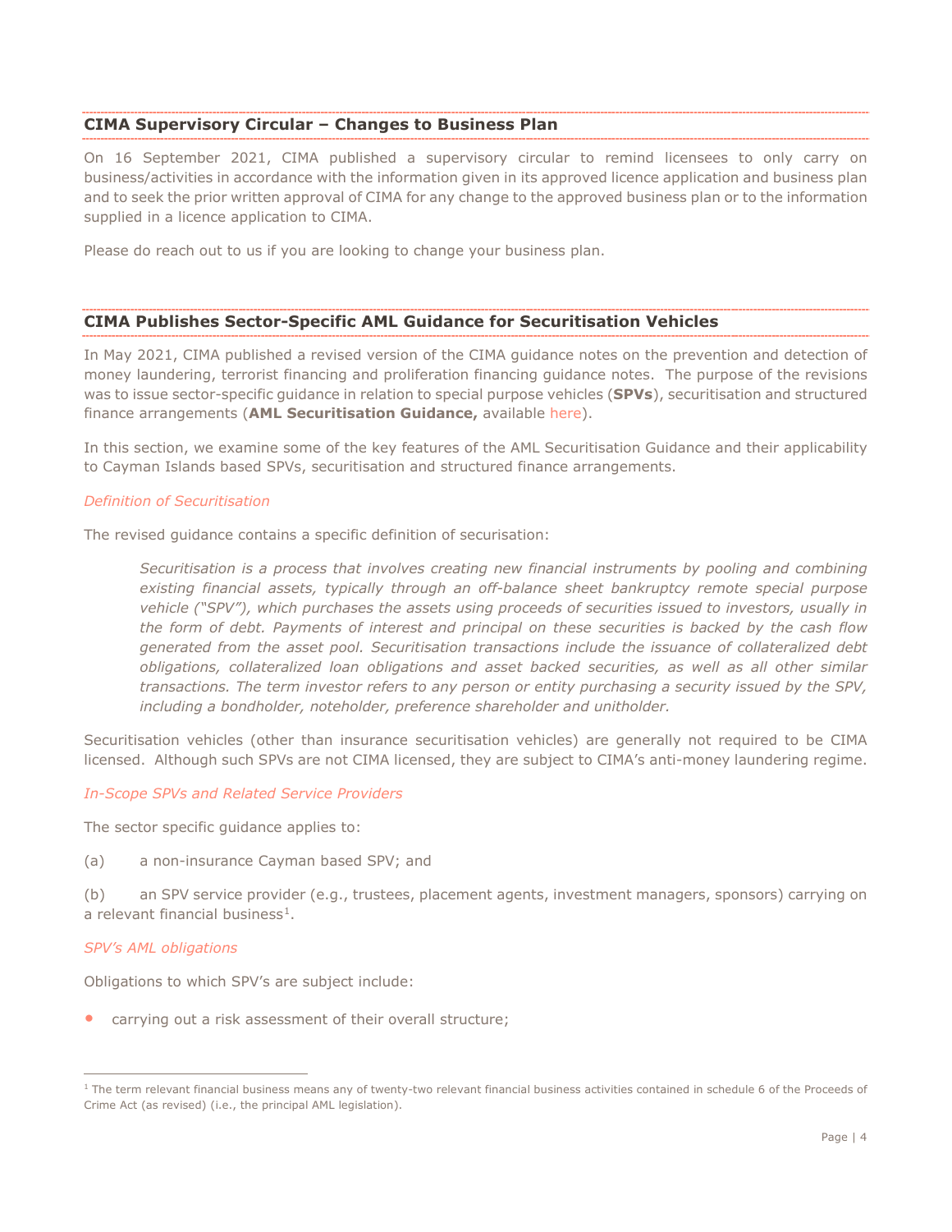## CIMA Supervisory Circular – Changes to Business Plan

On 16 September 2021, CIMA published a supervisory circular to remind licensees to only carry on business/activities in accordance with the information given in its approved licence application and business plan and to seek the prior written approval of CIMA for any change to the approved business plan or to the information supplied in a licence application to CIMA.

Please do reach out to us if you are looking to change your business plan.

## CIMA Publishes Sector-Specific AML Guidance for Securitisation Vehicles

In May 2021, CIMA published a revised version of the CIMA guidance notes on the prevention and detection of money laundering, terrorist financing and proliferation financing guidance notes. The purpose of the revisions was to issue sector-specific guidance in relation to special purpose vehicles (**SPVs**), securitisation and structured finance arrangements (**AML Securitisation Guidance,** available here).

In this section, we examine some of the key features of the AML Securitisation Guidance and their applicability to Cayman Islands based SPVs, securitisation and structured finance arrangements.

### *Definition of Securitisation*

The revised guidance contains a specific definition of securisation:

> *Securitisation is a process that involves creating new financial instruments by pooling and combining existing financial assets, typically through an off-balance sheet bankruptcy remote special purpose vehicle ("SPV"), which purchases the assets using proceeds of securities issued to investors, usually in the form of debt. Payments of interest and principal on these securities is backed by the cash flow generated from the asset pool. Securitisation transactions include the issuance of collateralized debt obligations, collateralized loan obligations and asset backed securities, as well as all other similar transactions. The term investor refers to any person or entity purchasing a security issued by the SPV, including a bondholder, noteholder, preference shareholder and unitholder.*

Securitisation vehicles (other than insurance securitisation vehicles) are generally not required to be CIMA licensed. Although such SPVs are not CIMA licensed, they are subject to CIMA's anti-money laundering regime.

### *In-Scope SPVs and Related Service Providers*

The sector specific guidance applies to:

(a) a non-insurance Cayman based SPV; and

(b) an SPV service provider (e.g., trustees, placement agents, investment managers, sponsors) carrying on a relevant financial business[1].

### *SPV's AML obligations*

Obligations to which SPV's are subject include:

- carrying out a risk assessment of their overall structure;

---

[1] The term relevant financial business means any of twenty-two relevant financial business activities contained in schedule 6 of the Proceeds of Crime Act (as revised) (i.e., the principal AML legislation).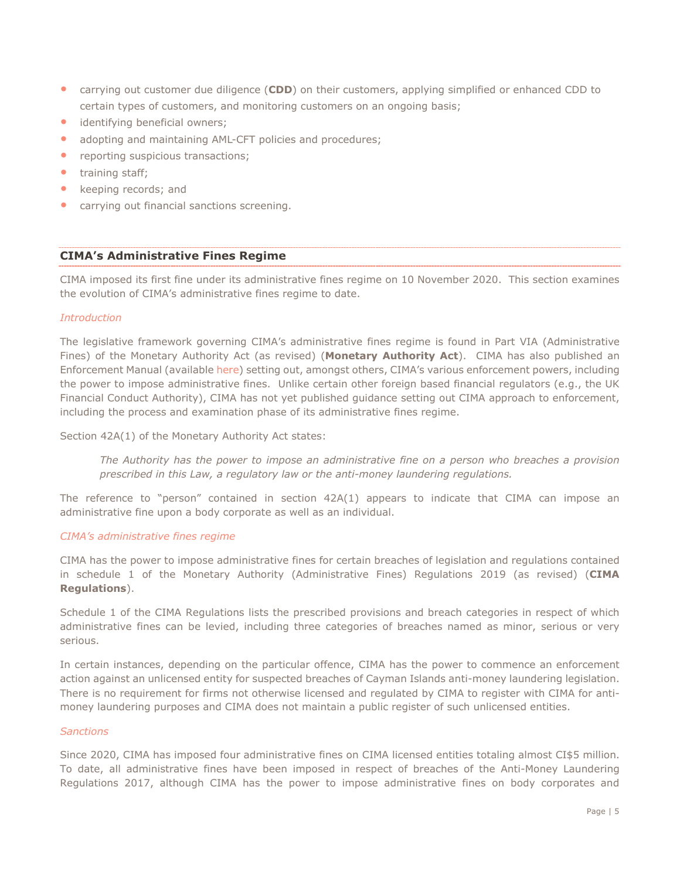- carrying out customer due diligence (**CDD**) on their customers, applying simplified or enhanced CDD to certain types of customers, and monitoring customers on an ongoing basis;
- identifying beneficial owners;
- adopting and maintaining AML-CFT policies and procedures;
- reporting suspicious transactions;
- training staff;
- keeping records; and
- carrying out financial sanctions screening.

## CIMA's Administrative Fines Regime

CIMA imposed its first fine under its administrative fines regime on 10 November 2020. This section examines the evolution of CIMA's administrative fines regime to date.

*Introduction*

The legislative framework governing CIMA's administrative fines regime is found in Part VIA (Administrative Fines) of the Monetary Authority Act (as revised) (**Monetary Authority Act**). CIMA has also published an Enforcement Manual (available here) setting out, amongst others, CIMA's various enforcement powers, including the power to impose administrative fines. Unlike certain other foreign based financial regulators (e.g., the UK Financial Conduct Authority), CIMA has not yet published guidance setting out CIMA approach to enforcement, including the process and examination phase of its administrative fines regime.

Section 42A(1) of the Monetary Authority Act states:

> *The Authority has the power to impose an administrative fine on a person who breaches a provision prescribed in this Law, a regulatory law or the anti-money laundering regulations.*

The reference to "person" contained in section 42A(1) appears to indicate that CIMA can impose an administrative fine upon a body corporate as well as an individual.

*CIMA's administrative fines regime*

CIMA has the power to impose administrative fines for certain breaches of legislation and regulations contained in schedule 1 of the Monetary Authority (Administrative Fines) Regulations 2019 (as revised) (**CIMA Regulations**).

Schedule 1 of the CIMA Regulations lists the prescribed provisions and breach categories in respect of which administrative fines can be levied, including three categories of breaches named as minor, serious or very serious.

In certain instances, depending on the particular offence, CIMA has the power to commence an enforcement action against an unlicensed entity for suspected breaches of Cayman Islands anti-money laundering legislation. There is no requirement for firms not otherwise licensed and regulated by CIMA to register with CIMA for anti-money laundering purposes and CIMA does not maintain a public register of such unlicensed entities.

*Sanctions*

Since 2020, CIMA has imposed four administrative fines on CIMA licensed entities totaling almost CI$5 million. To date, all administrative fines have been imposed in respect of breaches of the Anti-Money Laundering Regulations 2017, although CIMA has the power to impose administrative fines on body corporates and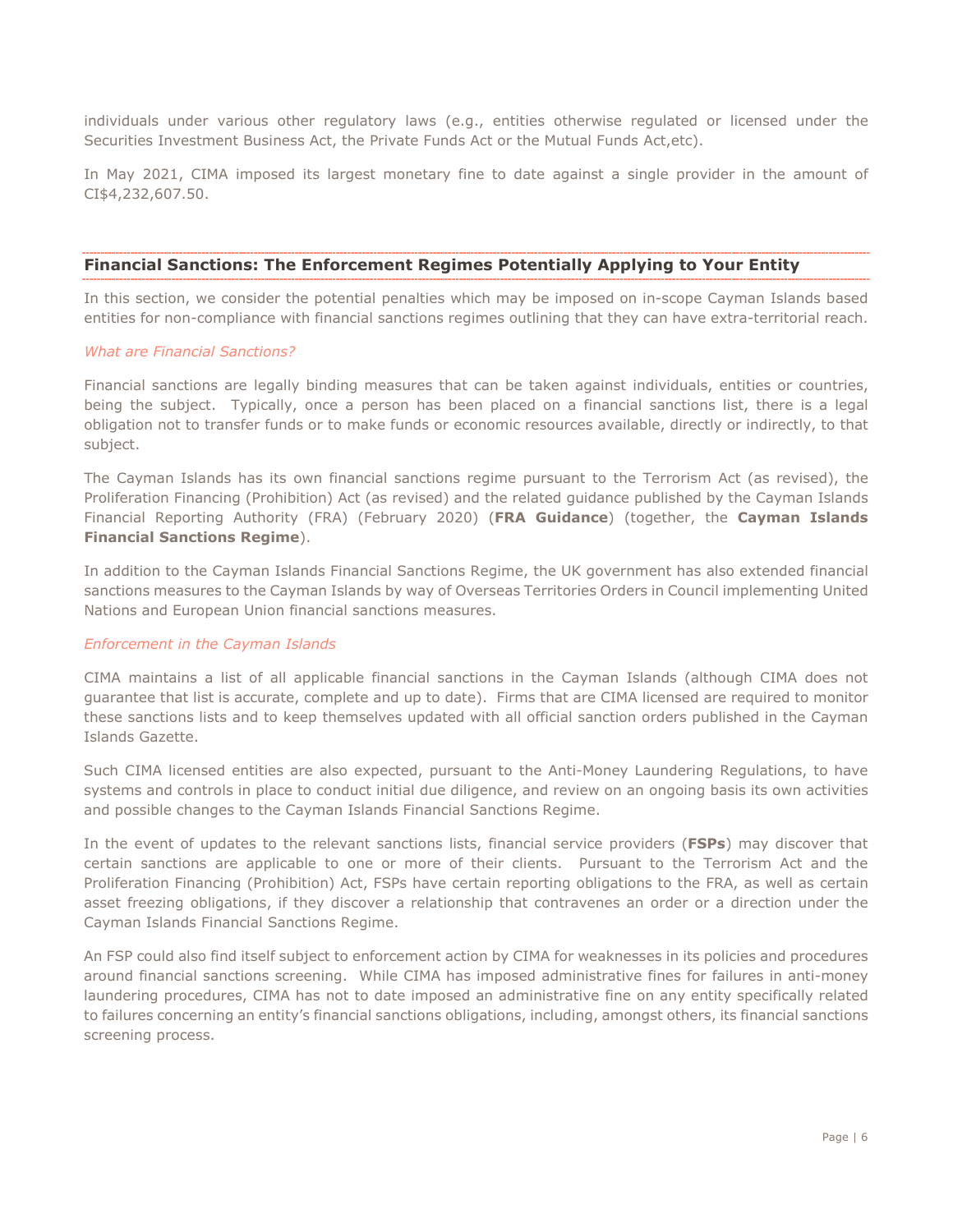individuals under various other regulatory laws (e.g., entities otherwise regulated or licensed under the Securities Investment Business Act, the Private Funds Act or the Mutual Funds Act,etc).

In May 2021, CIMA imposed its largest monetary fine to date against a single provider in the amount of CI$4,232,607.50.

## Financial Sanctions: The Enforcement Regimes Potentially Applying to Your Entity

In this section, we consider the potential penalties which may be imposed on in-scope Cayman Islands based entities for non-compliance with financial sanctions regimes outlining that they can have extra-territorial reach.

### *What are Financial Sanctions?*

Financial sanctions are legally binding measures that can be taken against individuals, entities or countries, being the subject. Typically, once a person has been placed on a financial sanctions list, there is a legal obligation not to transfer funds or to make funds or economic resources available, directly or indirectly, to that subject.

The Cayman Islands has its own financial sanctions regime pursuant to the Terrorism Act (as revised), the Proliferation Financing (Prohibition) Act (as revised) and the related guidance published by the Cayman Islands Financial Reporting Authority (FRA) (February 2020) (**FRA Guidance**) (together, the **Cayman Islands Financial Sanctions Regime**).

In addition to the Cayman Islands Financial Sanctions Regime, the UK government has also extended financial sanctions measures to the Cayman Islands by way of Overseas Territories Orders in Council implementing United Nations and European Union financial sanctions measures.

### *Enforcement in the Cayman Islands*

CIMA maintains a list of all applicable financial sanctions in the Cayman Islands (although CIMA does not guarantee that list is accurate, complete and up to date). Firms that are CIMA licensed are required to monitor these sanctions lists and to keep themselves updated with all official sanction orders published in the Cayman Islands Gazette.

Such CIMA licensed entities are also expected, pursuant to the Anti-Money Laundering Regulations, to have systems and controls in place to conduct initial due diligence, and review on an ongoing basis its own activities and possible changes to the Cayman Islands Financial Sanctions Regime.

In the event of updates to the relevant sanctions lists, financial service providers (**FSPs**) may discover that certain sanctions are applicable to one or more of their clients. Pursuant to the Terrorism Act and the Proliferation Financing (Prohibition) Act, FSPs have certain reporting obligations to the FRA, as well as certain asset freezing obligations, if they discover a relationship that contravenes an order or a direction under the Cayman Islands Financial Sanctions Regime.

An FSP could also find itself subject to enforcement action by CIMA for weaknesses in its policies and procedures around financial sanctions screening. While CIMA has imposed administrative fines for failures in anti-money laundering procedures, CIMA has not to date imposed an administrative fine on any entity specifically related to failures concerning an entity's financial sanctions obligations, including, amongst others, its financial sanctions screening process.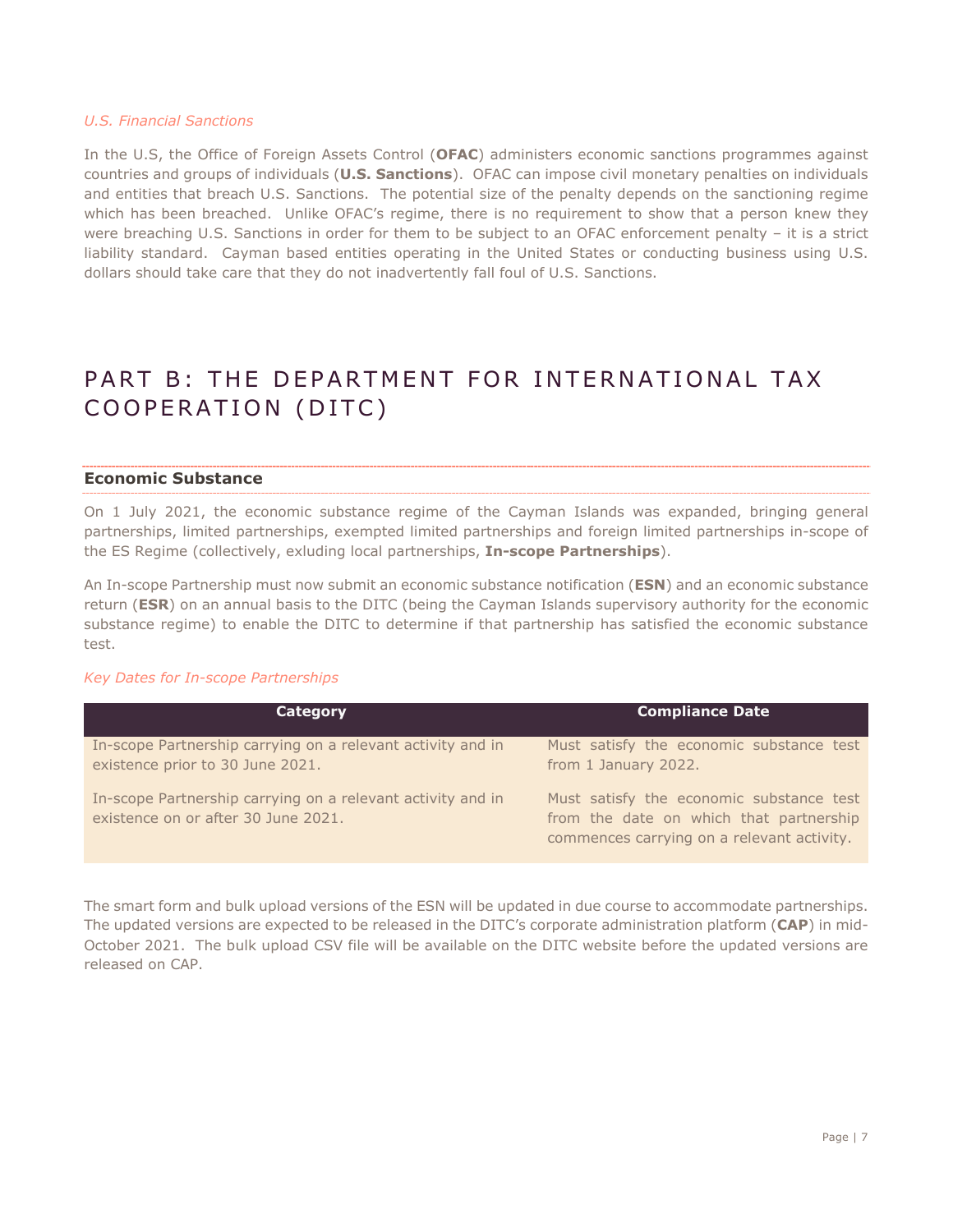*U.S. Financial Sanctions*

In the U.S, the Office of Foreign Assets Control (**OFAC**) administers economic sanctions programmes against countries and groups of individuals (**U.S. Sanctions**). OFAC can impose civil monetary penalties on individuals and entities that breach U.S. Sanctions. The potential size of the penalty depends on the sanctioning regime which has been breached. Unlike OFAC's regime, there is no requirement to show that a person knew they were breaching U.S. Sanctions in order for them to be subject to an OFAC enforcement penalty – it is a strict liability standard. Cayman based entities operating in the United States or conducting business using U.S. dollars should take care that they do not inadvertently fall foul of U.S. Sanctions.

# PART B: THE DEPARTMENT FOR INTERNATIONAL TAX COOPERATION (DITC)

## Economic Substance

On 1 July 2021, the economic substance regime of the Cayman Islands was expanded, bringing general partnerships, limited partnerships, exempted limited partnerships and foreign limited partnerships in-scope of the ES Regime (collectively, exluding local partnerships, **In-scope Partnerships**).

An In-scope Partnership must now submit an economic substance notification (**ESN**) and an economic substance return (**ESR**) on an annual basis to the DITC (being the Cayman Islands supervisory authority for the economic substance regime) to enable the DITC to determine if that partnership has satisfied the economic substance test.

*Key Dates for In-scope Partnerships*

| Category | Compliance Date |
|---|---|
| In-scope Partnership carrying on a relevant activity and in existence prior to 30 June 2021. | Must satisfy the economic substance test from 1 January 2022. |
| In-scope Partnership carrying on a relevant activity and in existence on or after 30 June 2021. | Must satisfy the economic substance test from the date on which that partnership commences carrying on a relevant activity. |

The smart form and bulk upload versions of the ESN will be updated in due course to accommodate partnerships. The updated versions are expected to be released in the DITC's corporate administration platform (**CAP**) in mid-October 2021. The bulk upload CSV file will be available on the DITC website before the updated versions are released on CAP.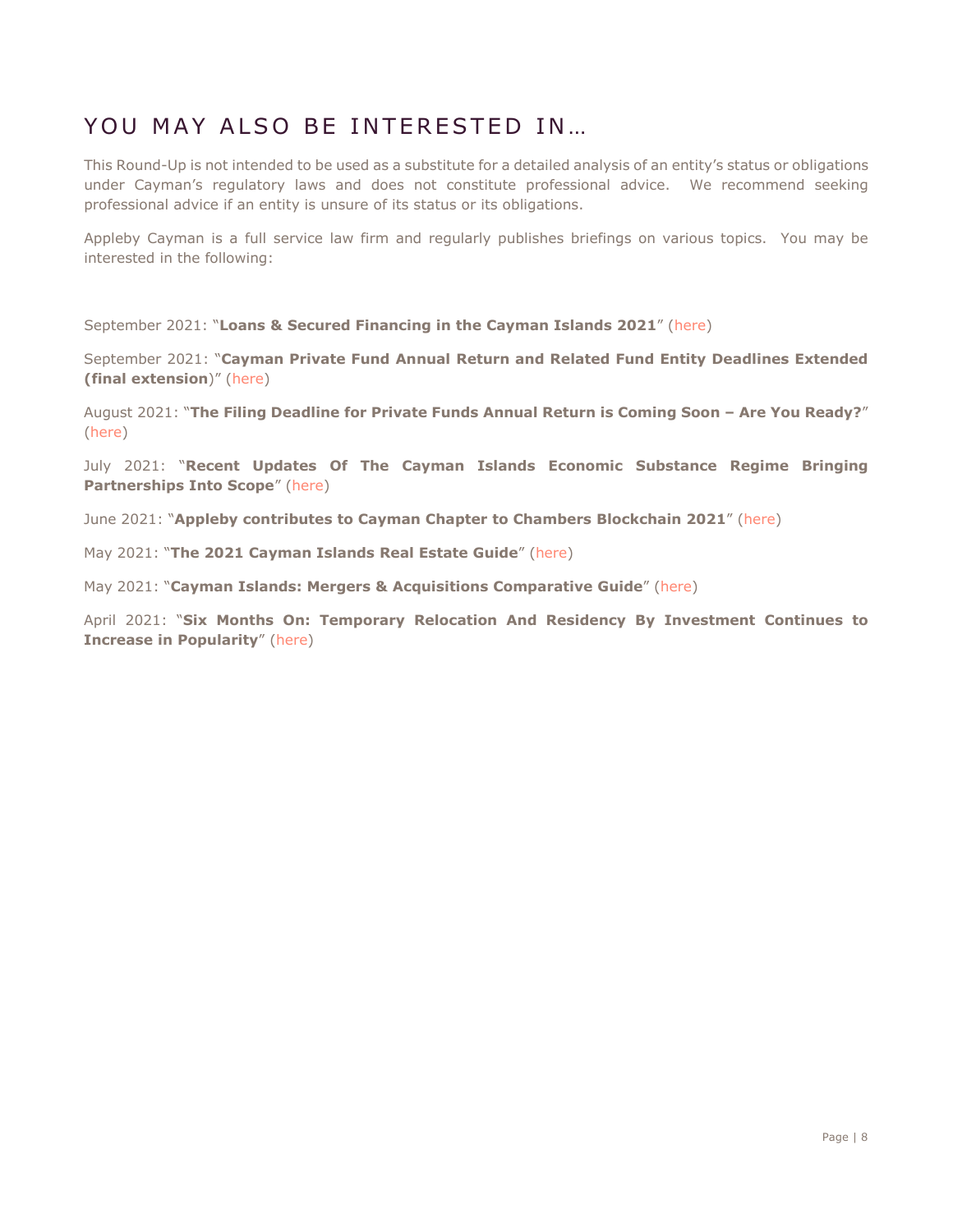# YOU MAY ALSO BE INTERESTED IN…

This Round-Up is not intended to be used as a substitute for a detailed analysis of an entity's status or obligations under Cayman's regulatory laws and does not constitute professional advice. We recommend seeking professional advice if an entity is unsure of its status or its obligations.

Appleby Cayman is a full service law firm and regularly publishes briefings on various topics. You may be interested in the following:

September 2021: "**Loans & Secured Financing in the Cayman Islands 2021**" (here)

September 2021: "**Cayman Private Fund Annual Return and Related Fund Entity Deadlines Extended (final extension**)" (here)

August 2021: "**The Filing Deadline for Private Funds Annual Return is Coming Soon – Are You Ready?**" (here)

July 2021: "**Recent Updates Of The Cayman Islands Economic Substance Regime Bringing Partnerships Into Scope**" (here)

June 2021: "**Appleby contributes to Cayman Chapter to Chambers Blockchain 2021**" (here)

May 2021: "**The 2021 Cayman Islands Real Estate Guide**" (here)

May 2021: "**Cayman Islands: Mergers & Acquisitions Comparative Guide**" (here)

April 2021: "**Six Months On: Temporary Relocation And Residency By Investment Continues to Increase in Popularity**" (here)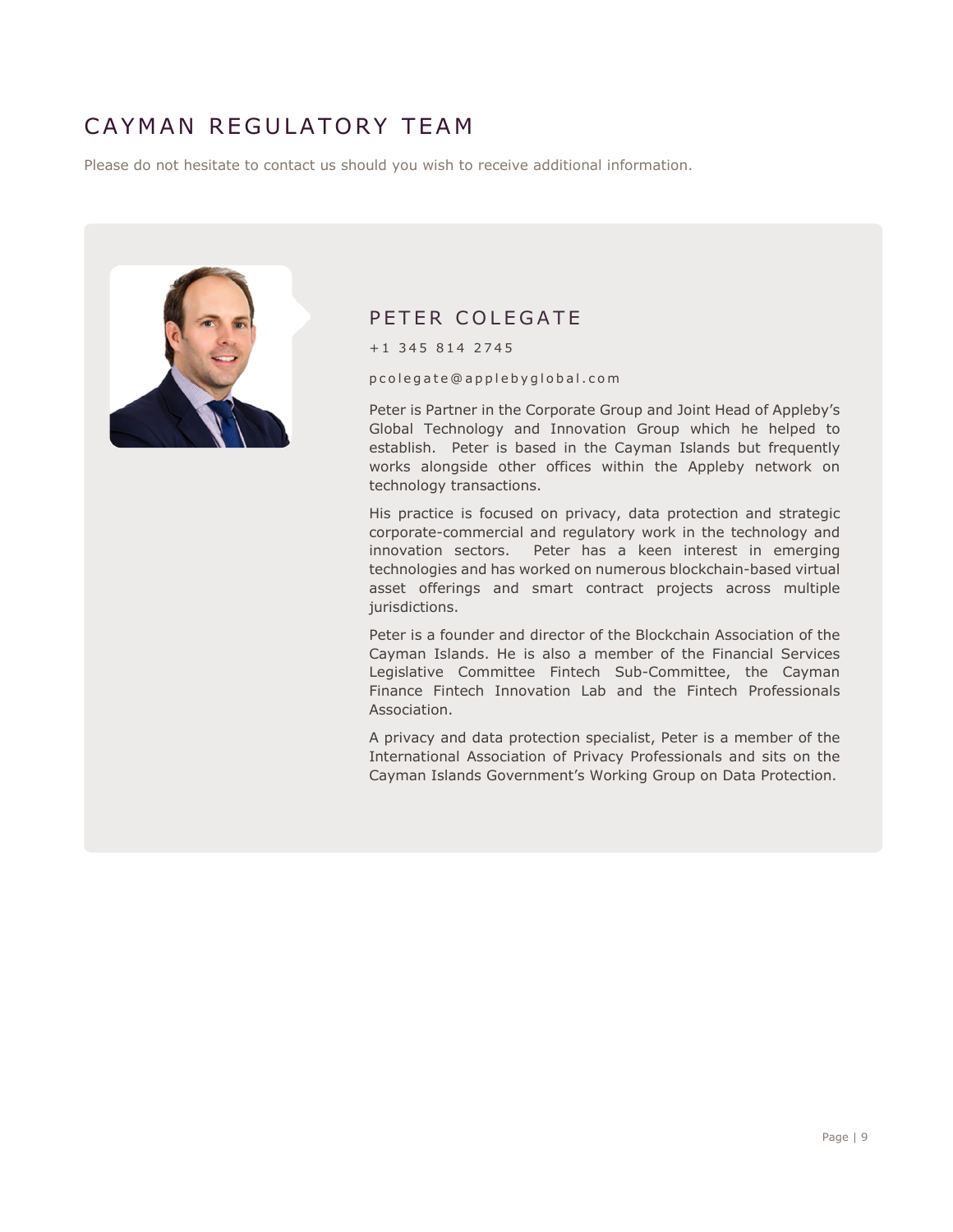# CAYMAN REGULATORY TEAM

Please do not hesitate to contact us should you wish to receive additional information.

## PETER COLEGATE

+1 345 814 2745

pcolegate@applebyglobal.com

Peter is Partner in the Corporate Group and Joint Head of Appleby's Global Technology and Innovation Group which he helped to establish. Peter is based in the Cayman Islands but frequently works alongside other offices within the Appleby network on technology transactions.

His practice is focused on privacy, data protection and strategic corporate-commercial and regulatory work in the technology and innovation sectors. Peter has a keen interest in emerging technologies and has worked on numerous blockchain-based virtual asset offerings and smart contract projects across multiple jurisdictions.

Peter is a founder and director of the Blockchain Association of the Cayman Islands. He is also a member of the Financial Services Legislative Committee Fintech Sub-Committee, the Cayman Finance Fintech Innovation Lab and the Fintech Professionals Association.

A privacy and data protection specialist, Peter is a member of the International Association of Privacy Professionals and sits on the Cayman Islands Government's Working Group on Data Protection.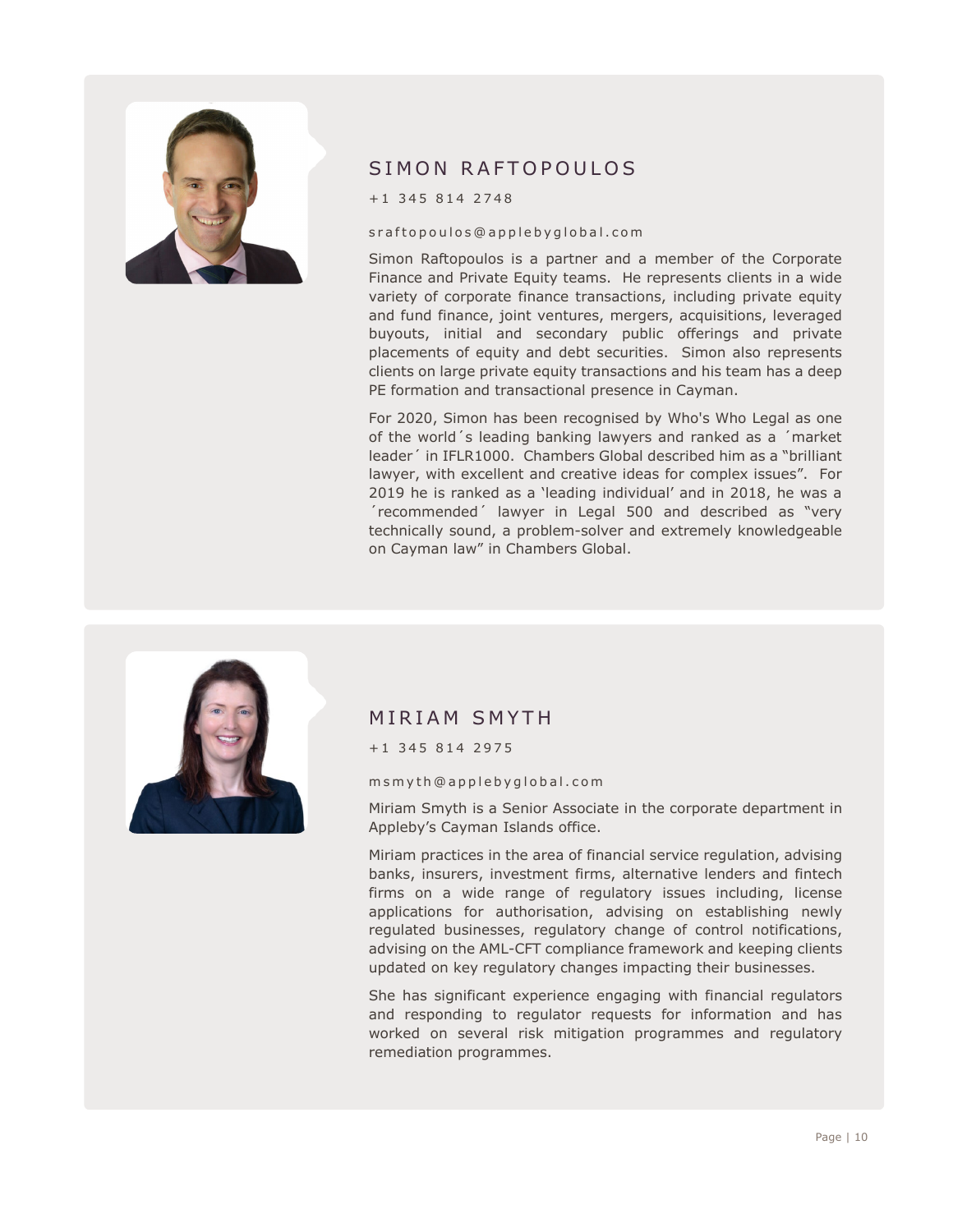## SIMON RAFTOPOULOS

+1 345 814 2748

sraftopoulos@applebyglobal.com

Simon Raftopoulos is a partner and a member of the Corporate Finance and Private Equity teams. He represents clients in a wide variety of corporate finance transactions, including private equity and fund finance, joint ventures, mergers, acquisitions, leveraged buyouts, initial and secondary public offerings and private placements of equity and debt securities. Simon also represents clients on large private equity transactions and his team has a deep PE formation and transactional presence in Cayman.

For 2020, Simon has been recognised by Who's Who Legal as one of the world´s leading banking lawyers and ranked as a ´market leader´ in IFLR1000. Chambers Global described him as a "brilliant lawyer, with excellent and creative ideas for complex issues". For 2019 he is ranked as a 'leading individual' and in 2018, he was a ´recommended´ lawyer in Legal 500 and described as "very technically sound, a problem-solver and extremely knowledgeable on Cayman law" in Chambers Global.

## MIRIAM SMYTH

+1 345 814 2975

msmyth@applebyglobal.com

Miriam Smyth is a Senior Associate in the corporate department in Appleby's Cayman Islands office.

Miriam practices in the area of financial service regulation, advising banks, insurers, investment firms, alternative lenders and fintech firms on a wide range of regulatory issues including, license applications for authorisation, advising on establishing newly regulated businesses, regulatory change of control notifications, advising on the AML-CFT compliance framework and keeping clients updated on key regulatory changes impacting their businesses.

She has significant experience engaging with financial regulators and responding to regulator requests for information and has worked on several risk mitigation programmes and regulatory remediation programmes.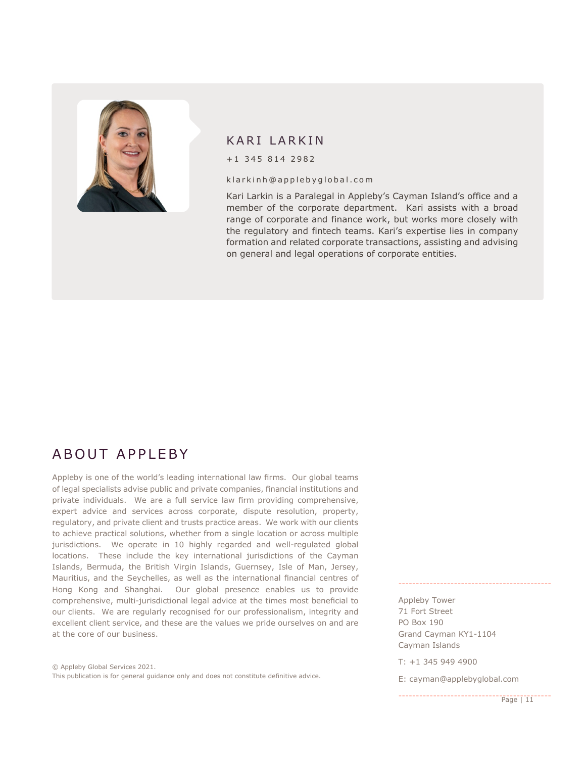## KARI LARKIN

+1 345 814 2982

klarkinh@applebyglobal.com

Kari Larkin is a Paralegal in Appleby's Cayman Island's office and a member of the corporate department. Kari assists with a broad range of corporate and finance work, but works more closely with the regulatory and fintech teams. Kari's expertise lies in company formation and related corporate transactions, assisting and advising on general and legal operations of corporate entities.

# ABOUT APPLEBY

Appleby is one of the world's leading international law firms. Our global teams of legal specialists advise public and private companies, financial institutions and private individuals. We are a full service law firm providing comprehensive, expert advice and services across corporate, dispute resolution, property, regulatory, and private client and trusts practice areas. We work with our clients to achieve practical solutions, whether from a single location or across multiple jurisdictions. We operate in 10 highly regarded and well-regulated global locations. These include the key international jurisdictions of the Cayman Islands, Bermuda, the British Virgin Islands, Guernsey, Isle of Man, Jersey, Mauritius, and the Seychelles, as well as the international financial centres of Hong Kong and Shanghai. Our global presence enables us to provide comprehensive, multi-jurisdictional legal advice at the times most beneficial to our clients. We are regularly recognised for our professionalism, integrity and excellent client service, and these are the values we pride ourselves on and are at the core of our business.

© Appleby Global Services 2021.
This publication is for general guidance only and does not constitute definitive advice.

Appleby Tower
71 Fort Street
PO Box 190
Grand Cayman KY1-1104
Cayman Islands

T: +1 345 949 4900

E: cayman@applebyglobal.com